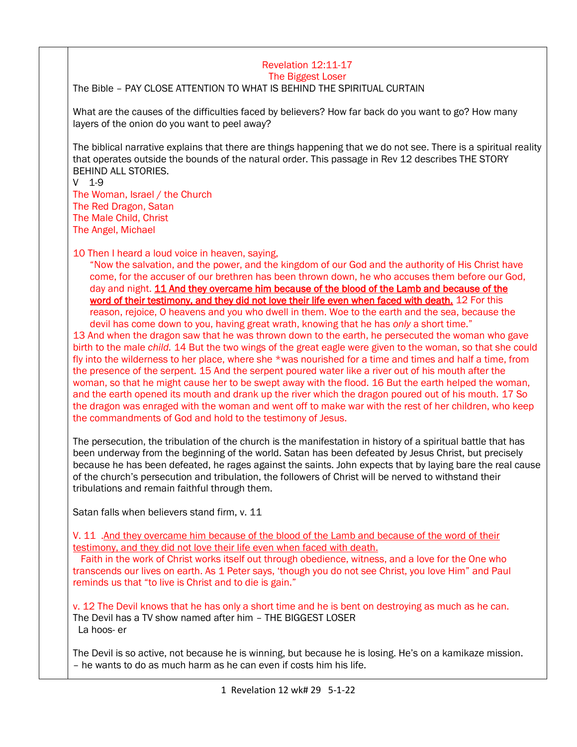# Revelation 12:11-17
## The Biggest Loser

The Bible – PAY CLOSE ATTENTION TO WHAT IS BEHIND THE SPIRITUAL CURTAIN

What are the causes of the difficulties faced by believers? How far back do you want to go? How many layers of the onion do you want to peel away?

The biblical narrative explains that there are things happening that we do not see. There is a spiritual reality that operates outside the bounds of the natural order. This passage in Rev 12 describes THE STORY BEHIND ALL STORIES.

V 1-9

The Woman, Israel / the Church
The Red Dragon, Satan
The Male Child, Christ
The Angel, Michael

10 Then I heard a loud voice in heaven, saying,

> "Now the salvation, and the power, and the kingdom of our God and the authority of His Christ have come, for the accuser of our brethren has been thrown down, he who accuses them before our God, day and night. **11 And they overcame him because of the blood of the Lamb and because of the word of their testimony, and they did not love their life even when faced with death.** 12 For this reason, rejoice, O heavens and you who dwell in them. Woe to the earth and the sea, because the devil has come down to you, having great wrath, knowing that he has *only* a short time."

13 And when the dragon saw that he was thrown down to the earth, he persecuted the woman who gave birth to the male *child.* 14 But the two wings of the great eagle were given to the woman, so that she could fly into the wilderness to her place, where she *was nourished for a time and times and half a time, from the presence of the serpent. 15 And the serpent poured water like a river out of his mouth after the woman, so that he might cause her to be swept away with the flood. 16 But the earth helped the woman, and the earth opened its mouth and drank up the river which the dragon poured out of his mouth. 17 So the dragon was enraged with the woman and went off to make war with the rest of her children, who keep the commandments of God and hold to the testimony of Jesus.

The persecution, the tribulation of the church is the manifestation in history of a spiritual battle that has been underway from the beginning of the world. Satan has been defeated by Jesus Christ, but precisely because he has been defeated, he rages against the saints. John expects that by laying bare the real cause of the church's persecution and tribulation, the followers of Christ will be nerved to withstand their tribulations and remain faithful through them.

Satan falls when believers stand firm, v. 11

V. 11 .And they overcame him because of the blood of the Lamb and because of the word of their testimony, and they did not love their life even when faced with death.

Faith in the work of Christ works itself out through obedience, witness, and a love for the One who transcends our lives on earth. As 1 Peter says, 'though you do not see Christ, you love Him" and Paul reminds us that "to live is Christ and to die is gain."

v. 12 The Devil knows that he has only a short time and he is bent on destroying as much as he can.
The Devil has a TV show named after him – THE BIGGEST LOSER
La hoos- er

The Devil is so active, not because he is winning, but because he is losing. He's on a kamikaze mission.
– he wants to do as much harm as he can even if costs him his life.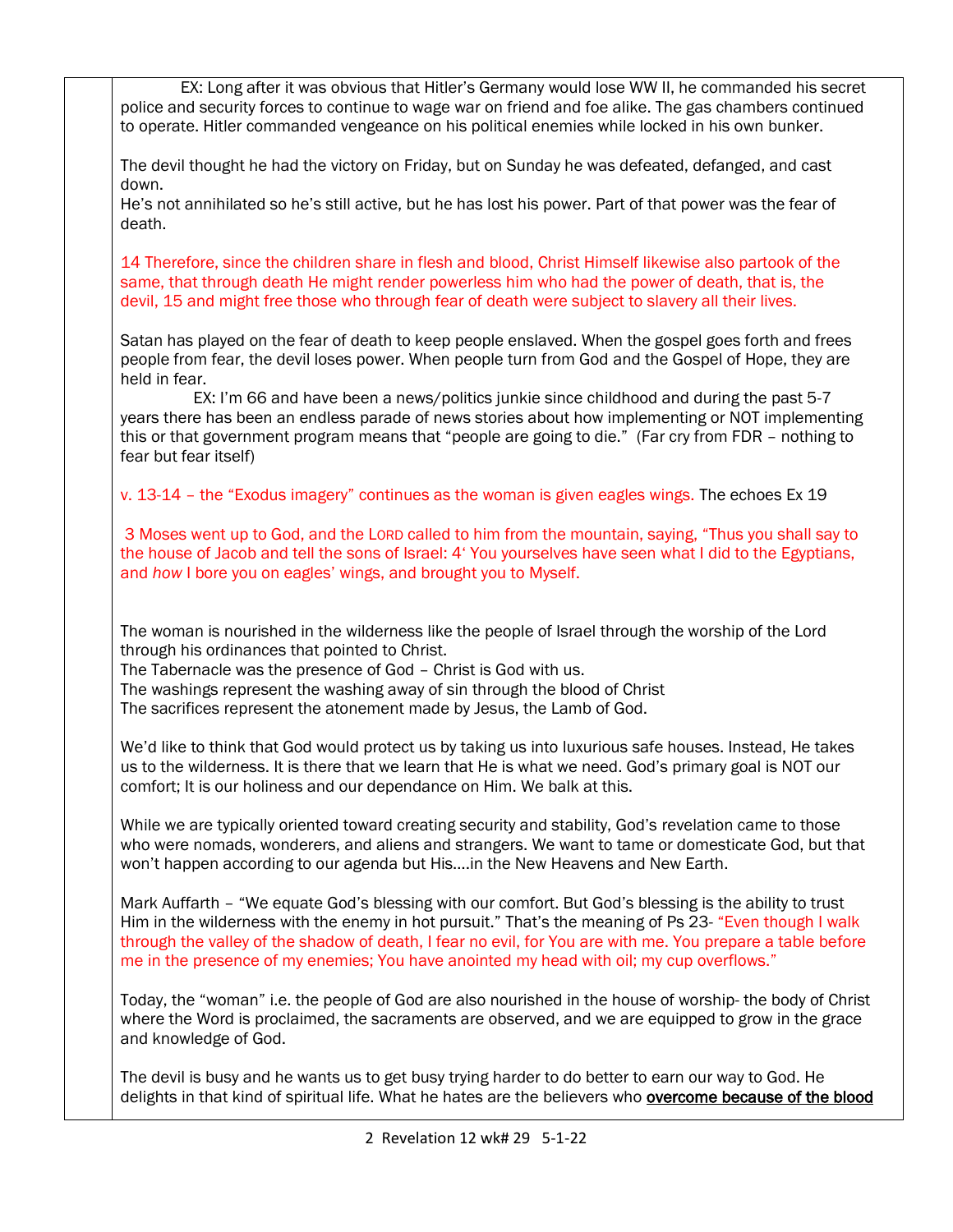EX: Long after it was obvious that Hitler's Germany would lose WW II, he commanded his secret police and security forces to continue to wage war on friend and foe alike. The gas chambers continued to operate. Hitler commanded vengeance on his political enemies while locked in his own bunker.

The devil thought he had the victory on Friday, but on Sunday he was defeated, defanged, and cast down.
He's not annihilated so he's still active, but he has lost his power. Part of that power was the fear of death.

14 Therefore, since the children share in flesh and blood, Christ Himself likewise also partook of the same, that through death He might render powerless him who had the power of death, that is, the devil, 15 and might free those who through fear of death were subject to slavery all their lives.

Satan has played on the fear of death to keep people enslaved. When the gospel goes forth and frees people from fear, the devil loses power. When people turn from God and the Gospel of Hope, they are held in fear.
EX: I'm 66 and have been a news/politics junkie since childhood and during the past 5-7 years there has been an endless parade of news stories about how implementing or NOT implementing this or that government program means that "people are going to die." (Far cry from FDR – nothing to fear but fear itself)

v. 13-14 – the "Exodus imagery" continues as the woman is given eagles wings. The echoes Ex 19

3 Moses went up to God, and the LORD called to him from the mountain, saying, "Thus you shall say to the house of Jacob and tell the sons of Israel: 4' You yourselves have seen what I did to the Egyptians, and *how* I bore you on eagles' wings, and brought you to Myself.

The woman is nourished in the wilderness like the people of Israel through the worship of the Lord through his ordinances that pointed to Christ.
The Tabernacle was the presence of God – Christ is God with us.
The washings represent the washing away of sin through the blood of Christ
The sacrifices represent the atonement made by Jesus, the Lamb of God.

We'd like to think that God would protect us by taking us into luxurious safe houses. Instead, He takes us to the wilderness. It is there that we learn that He is what we need. God's primary goal is NOT our comfort; It is our holiness and our dependance on Him. We balk at this.

While we are typically oriented toward creating security and stability, God's revelation came to those who were nomads, wonderers, and aliens and strangers. We want to tame or domesticate God, but that won't happen according to our agenda but His….in the New Heavens and New Earth.

Mark Auffarth – "We equate God's blessing with our comfort. But God's blessing is the ability to trust Him in the wilderness with the enemy in hot pursuit." That's the meaning of Ps 23- "Even though I walk through the valley of the shadow of death, I fear no evil, for You are with me. You prepare a table before me in the presence of my enemies; You have anointed my head with oil; my cup overflows."

Today, the "woman" i.e. the people of God are also nourished in the house of worship- the body of Christ where the Word is proclaimed, the sacraments are observed, and we are equipped to grow in the grace and knowledge of God.

The devil is busy and he wants us to get busy trying harder to do better to earn our way to God. He delights in that kind of spiritual life. What he hates are the believers who **overcome because of the blood**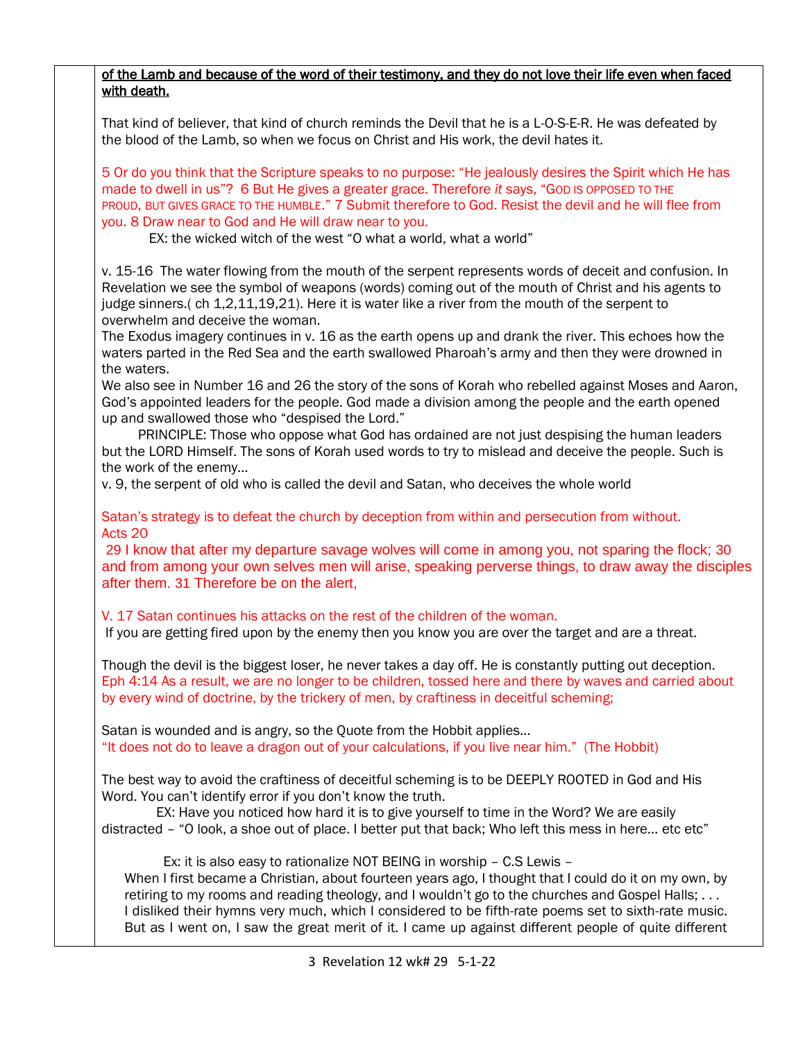**<u>of the Lamb and because of the word of their testimony, and they do not love their life even when faced with death.</u>**

That kind of believer, that kind of church reminds the Devil that he is a L-O-S-E-R. He was defeated by the blood of the Lamb, so when we focus on Christ and His work, the devil hates it.

5 Or do you think that the Scripture speaks to no purpose: "He jealously desires the Spirit which He has made to dwell in us"? 6 But He gives a greater grace. Therefore *it* says, "GOD IS OPPOSED TO THE PROUD, BUT GIVES GRACE TO THE HUMBLE." 7 Submit therefore to God. Resist the devil and he will flee from you. 8 Draw near to God and He will draw near to you.

EX: the wicked witch of the west "O what a world, what a world"

v. 15-16 The water flowing from the mouth of the serpent represents words of deceit and confusion. In Revelation we see the symbol of weapons (words) coming out of the mouth of Christ and his agents to judge sinners.( ch 1,2,11,19,21). Here it is water like a river from the mouth of the serpent to overwhelm and deceive the woman.

The Exodus imagery continues in v. 16 as the earth opens up and drank the river. This echoes how the waters parted in the Red Sea and the earth swallowed Pharoah's army and then they were drowned in the waters.

We also see in Number 16 and 26 the story of the sons of Korah who rebelled against Moses and Aaron, God's appointed leaders for the people. God made a division among the people and the earth opened up and swallowed those who "despised the Lord."

PRINCIPLE: Those who oppose what God has ordained are not just despising the human leaders but the LORD Himself. The sons of Korah used words to try to mislead and deceive the people. Such is the work of the enemy…

v. 9, the serpent of old who is called the devil and Satan, who deceives the whole world

Satan's strategy is to defeat the church by deception from within and persecution from without.
Acts 20
29 I know that after my departure savage wolves will come in among you, not sparing the flock; 30 and from among your own selves men will arise, speaking perverse things, to draw away the disciples after them. 31 Therefore be on the alert,

V. 17 Satan continues his attacks on the rest of the children of the woman.
If you are getting fired upon by the enemy then you know you are over the target and are a threat.

Though the devil is the biggest loser, he never takes a day off. He is constantly putting out deception.
Eph 4:14 As a result, we are no longer to be children, tossed here and there by waves and carried about by every wind of doctrine, by the trickery of men, by craftiness in deceitful scheming;

Satan is wounded and is angry, so the Quote from the Hobbit applies…
"It does not do to leave a dragon out of your calculations, if you live near him." (The Hobbit)

The best way to avoid the craftiness of deceitful scheming is to be DEEPLY ROOTED in God and His Word. You can't identify error if you don't know the truth.

EX: Have you noticed how hard it is to give yourself to time in the Word? We are easily distracted – "O look, a shoe out of place. I better put that back; Who left this mess in here… etc etc"

Ex: it is also easy to rationalize NOT BEING in worship – C.S Lewis –

When I first became a Christian, about fourteen years ago, I thought that I could do it on my own, by retiring to my rooms and reading theology, and I wouldn't go to the churches and Gospel Halls; . . . I disliked their hymns very much, which I considered to be fifth-rate poems set to sixth-rate music. But as I went on, I saw the great merit of it. I came up against different people of quite different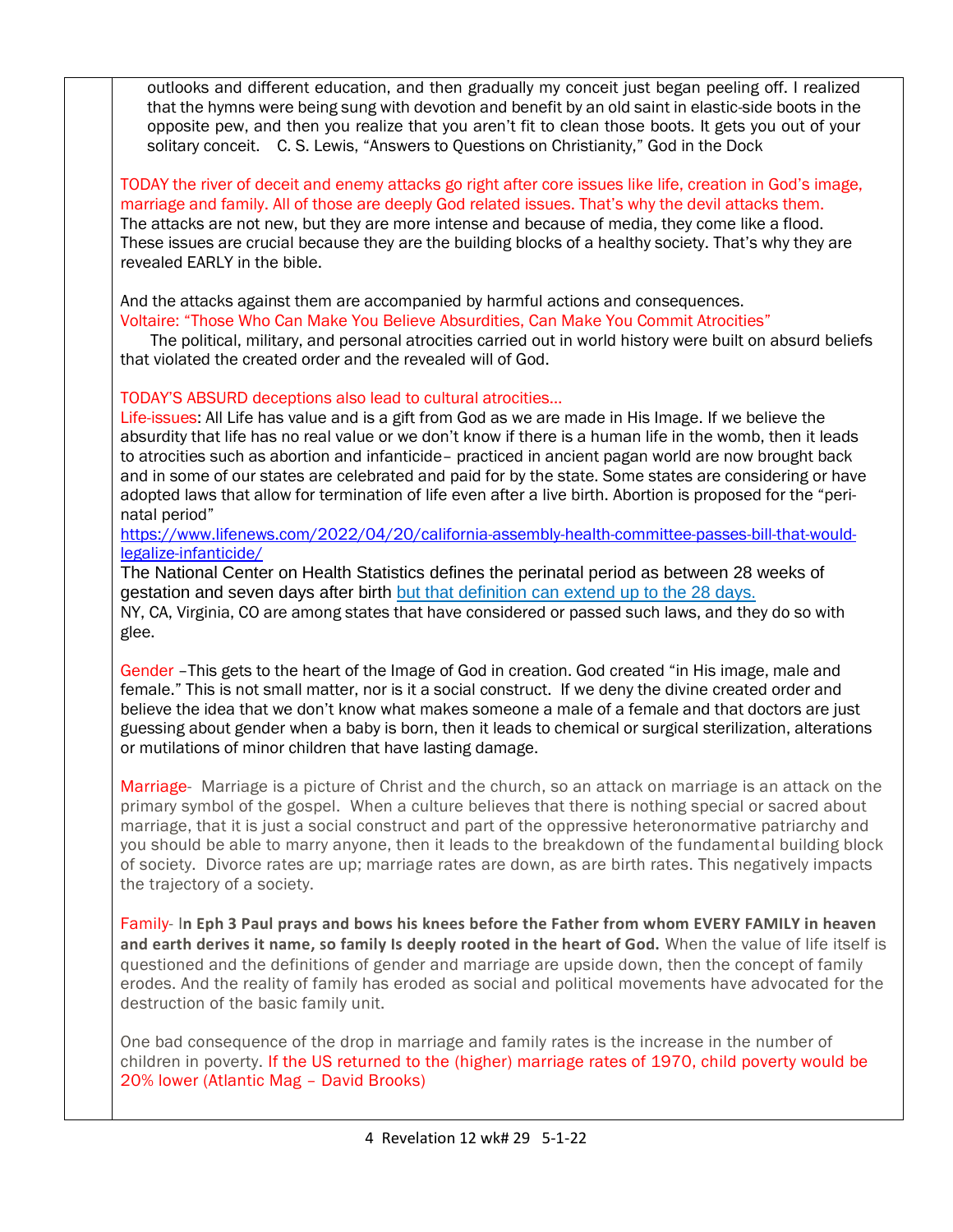outlooks and different education, and then gradually my conceit just began peeling off. I realized that the hymns were being sung with devotion and benefit by an old saint in elastic-side boots in the opposite pew, and then you realize that you aren't fit to clean those boots. It gets you out of your solitary conceit. C. S. Lewis, "Answers to Questions on Christianity," God in the Dock

TODAY the river of deceit and enemy attacks go right after core issues like life, creation in God's image, marriage and family. All of those are deeply God related issues. That's why the devil attacks them. The attacks are not new, but they are more intense and because of media, they come like a flood. These issues are crucial because they are the building blocks of a healthy society. That's why they are revealed EARLY in the bible.

And the attacks against them are accompanied by harmful actions and consequences.
Voltaire: "Those Who Can Make You Believe Absurdities, Can Make You Commit Atrocities"
The political, military, and personal atrocities carried out in world history were built on absurd beliefs that violated the created order and the revealed will of God.

TODAY'S ABSURD deceptions also lead to cultural atrocities…
Life-issues: All Life has value and is a gift from God as we are made in His Image. If we believe the absurdity that life has no real value or we don't know if there is a human life in the womb, then it leads to atrocities such as abortion and infanticide– practiced in ancient pagan world are now brought back and in some of our states are celebrated and paid for by the state. Some states are considering or have adopted laws that allow for termination of life even after a live birth. Abortion is proposed for the "peri-natal period"
https://www.lifenews.com/2022/04/20/california-assembly-health-committee-passes-bill-that-would-legalize-infanticide/
The National Center on Health Statistics defines the perinatal period as between 28 weeks of gestation and seven days after birth but that definition can extend up to the 28 days.
NY, CA, Virginia, CO are among states that have considered or passed such laws, and they do so with glee.

Gender –This gets to the heart of the Image of God in creation. God created "in His image, male and female." This is not small matter, nor is it a social construct. If we deny the divine created order and believe the idea that we don't know what makes someone a male of a female and that doctors are just guessing about gender when a baby is born, then it leads to chemical or surgical sterilization, alterations or mutilations of minor children that have lasting damage.

Marriage- Marriage is a picture of Christ and the church, so an attack on marriage is an attack on the primary symbol of the gospel. When a culture believes that there is nothing special or sacred about marriage, that it is just a social construct and part of the oppressive heteronormative patriarchy and you should be able to marry anyone, then it leads to the breakdown of the fundamental building block of society. Divorce rates are up; marriage rates are down, as are birth rates. This negatively impacts the trajectory of a society.

Family- I**n Eph 3 Paul prays and bows his knees before the Father from whom EVERY FAMILY in heaven and earth derives it name, so family Is deeply rooted in the heart of God.** When the value of life itself is questioned and the definitions of gender and marriage are upside down, then the concept of family erodes. And the reality of family has eroded as social and political movements have advocated for the destruction of the basic family unit.

One bad consequence of the drop in marriage and family rates is the increase in the number of children in poverty. If the US returned to the (higher) marriage rates of 1970, child poverty would be 20% lower (Atlantic Mag – David Brooks)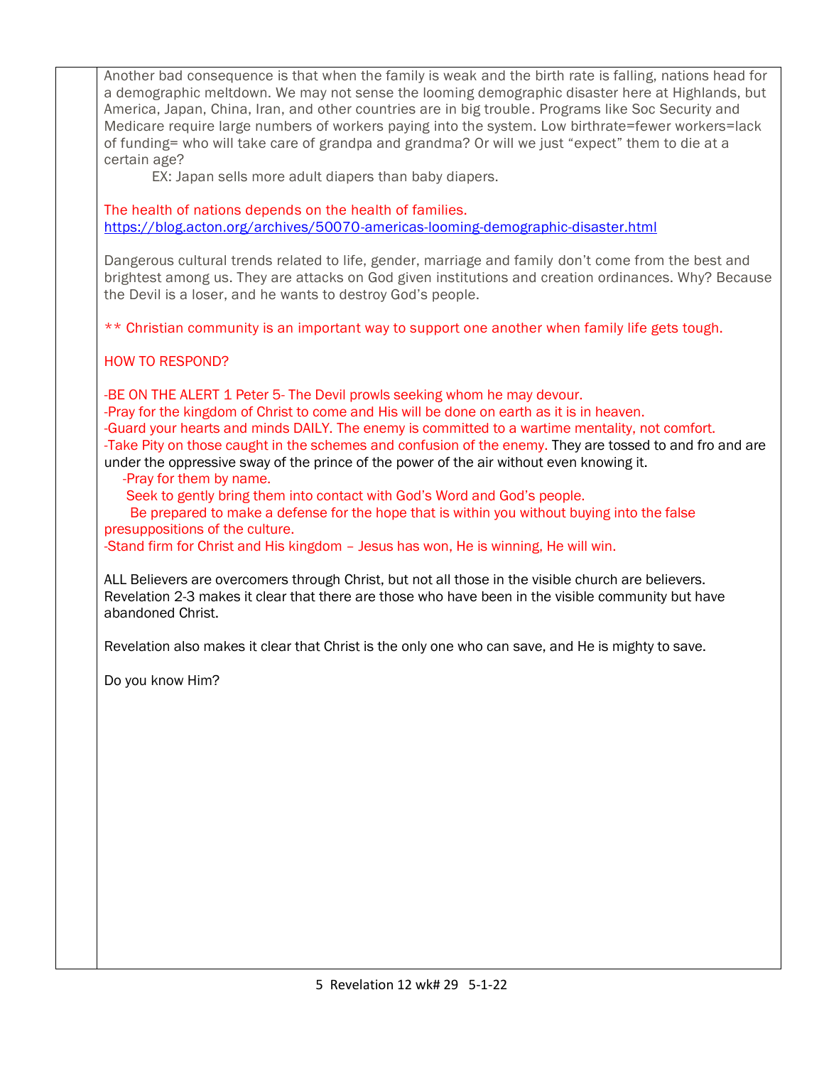Another bad consequence is that when the family is weak and the birth rate is falling, nations head for a demographic meltdown. We may not sense the looming demographic disaster here at Highlands, but America, Japan, China, Iran, and other countries are in big trouble. Programs like Soc Security and Medicare require large numbers of workers paying into the system. Low birthrate=fewer workers=lack of funding= who will take care of grandpa and grandma? Or will we just "expect" them to die at a certain age?

EX: Japan sells more adult diapers than baby diapers.

The health of nations depends on the health of families.
https://blog.acton.org/archives/50070-americas-looming-demographic-disaster.html

Dangerous cultural trends related to life, gender, marriage and family don't come from the best and brightest among us. They are attacks on God given institutions and creation ordinances. Why? Because the Devil is a loser, and he wants to destroy God's people.

** Christian community is an important way to support one another when family life gets tough.

HOW TO RESPOND?

-BE ON THE ALERT 1 Peter 5- The Devil prowls seeking whom he may devour.
-Pray for the kingdom of Christ to come and His will be done on earth as it is in heaven.
-Guard your hearts and minds DAILY. The enemy is committed to a wartime mentality, not comfort.
-Take Pity on those caught in the schemes and confusion of the enemy. They are tossed to and fro and are under the oppressive sway of the prince of the power of the air without even knowing it.
 -Pray for them by name.
 Seek to gently bring them into contact with God's Word and God's people.
 Be prepared to make a defense for the hope that is within you without buying into the false presuppositions of the culture.
-Stand firm for Christ and His kingdom – Jesus has won, He is winning, He will win.

ALL Believers are overcomers through Christ, but not all those in the visible church are believers. Revelation 2-3 makes it clear that there are those who have been in the visible community but have abandoned Christ.

Revelation also makes it clear that Christ is the only one who can save, and He is mighty to save.

Do you know Him?